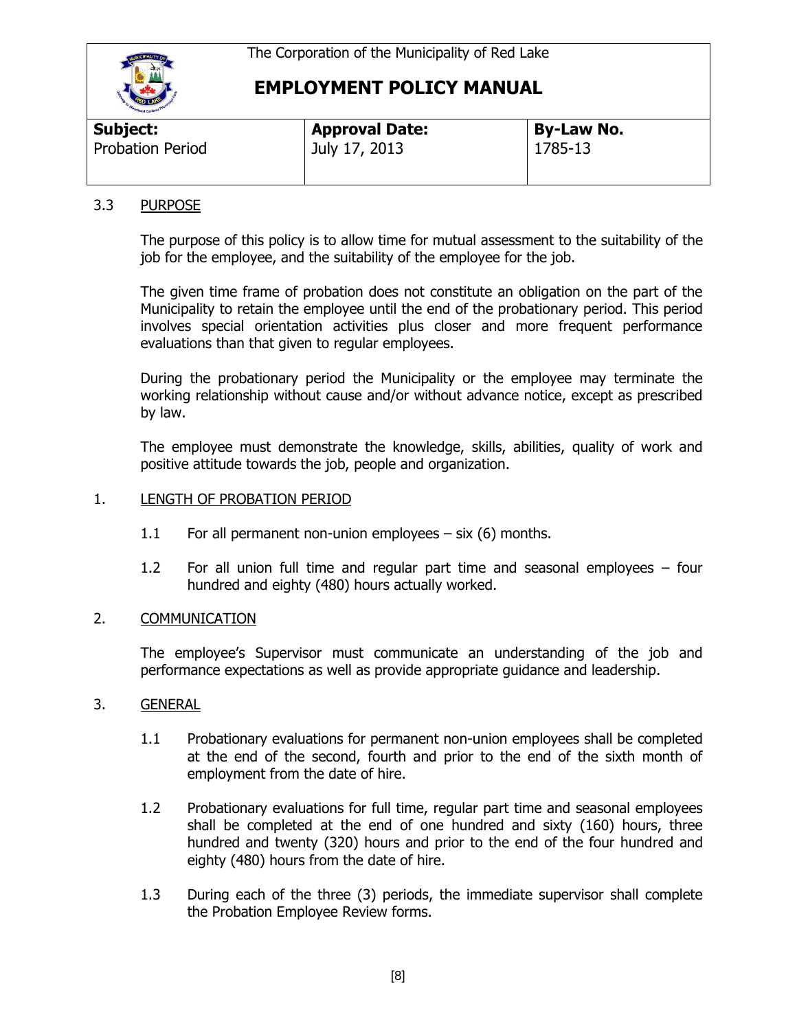The Corporation of the Municipality of Red Lake

# EMPLOYMENT POLICY MANUAL

| Subject: | Approval Date: | By-Law No. |
| --- | --- | --- |
| Probation Period | July 17, 2013 | 1785-13 |

## 3.3 PURPOSE

The purpose of this policy is to allow time for mutual assessment to the suitability of the job for the employee, and the suitability of the employee for the job.

The given time frame of probation does not constitute an obligation on the part of the Municipality to retain the employee until the end of the probationary period. This period involves special orientation activities plus closer and more frequent performance evaluations than that given to regular employees.

During the probationary period the Municipality or the employee may terminate the working relationship without cause and/or without advance notice, except as prescribed by law.

The employee must demonstrate the knowledge, skills, abilities, quality of work and positive attitude towards the job, people and organization.

## 1. LENGTH OF PROBATION PERIOD

1.1 For all permanent non-union employees – six (6) months.

1.2 For all union full time and regular part time and seasonal employees – four hundred and eighty (480) hours actually worked.

## 2. COMMUNICATION

The employee's Supervisor must communicate an understanding of the job and performance expectations as well as provide appropriate guidance and leadership.

## 3. GENERAL

1.1 Probationary evaluations for permanent non-union employees shall be completed at the end of the second, fourth and prior to the end of the sixth month of employment from the date of hire.

1.2 Probationary evaluations for full time, regular part time and seasonal employees shall be completed at the end of one hundred and sixty (160) hours, three hundred and twenty (320) hours and prior to the end of the four hundred and eighty (480) hours from the date of hire.

1.3 During each of the three (3) periods, the immediate supervisor shall complete the Probation Employee Review forms.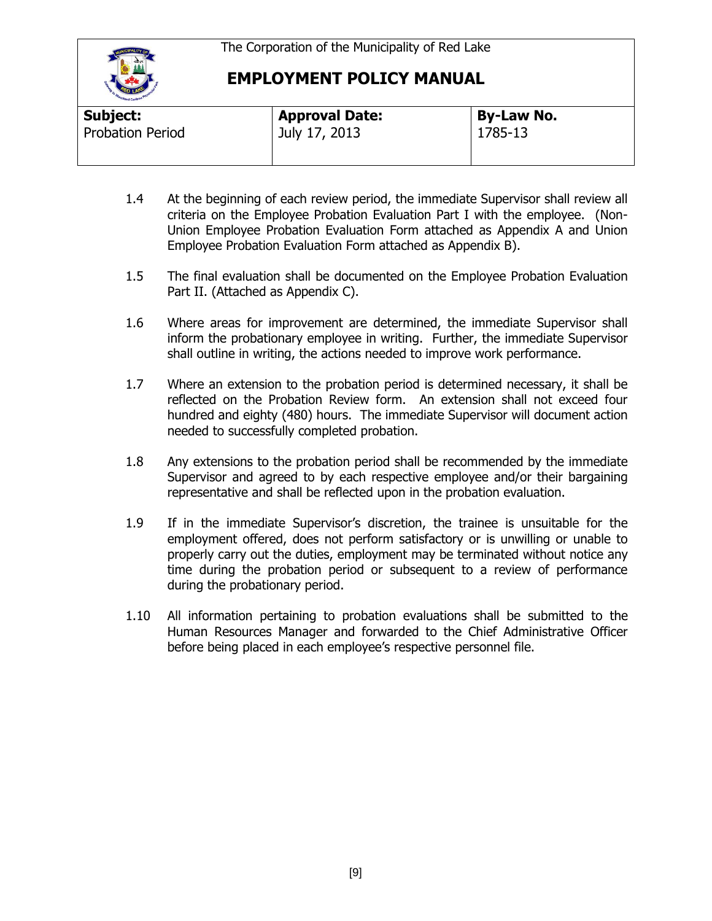| **Subject:** | **Approval Date:** | **By-Law No.** |
|---|---|---|
| Probation Period | July 17, 2013 | 1785-13 |

1.4 At the beginning of each review period, the immediate Supervisor shall review all criteria on the Employee Probation Evaluation Part I with the employee. (Non-Union Employee Probation Evaluation Form attached as Appendix A and Union Employee Probation Evaluation Form attached as Appendix B).

1.5 The final evaluation shall be documented on the Employee Probation Evaluation Part II. (Attached as Appendix C).

1.6 Where areas for improvement are determined, the immediate Supervisor shall inform the probationary employee in writing. Further, the immediate Supervisor shall outline in writing, the actions needed to improve work performance.

1.7 Where an extension to the probation period is determined necessary, it shall be reflected on the Probation Review form. An extension shall not exceed four hundred and eighty (480) hours. The immediate Supervisor will document action needed to successfully completed probation.

1.8 Any extensions to the probation period shall be recommended by the immediate Supervisor and agreed to by each respective employee and/or their bargaining representative and shall be reflected upon in the probation evaluation.

1.9 If in the immediate Supervisor's discretion, the trainee is unsuitable for the employment offered, does not perform satisfactory or is unwilling or unable to properly carry out the duties, employment may be terminated without notice any time during the probation period or subsequent to a review of performance during the probationary period.

1.10 All information pertaining to probation evaluations shall be submitted to the Human Resources Manager and forwarded to the Chief Administrative Officer before being placed in each employee's respective personnel file.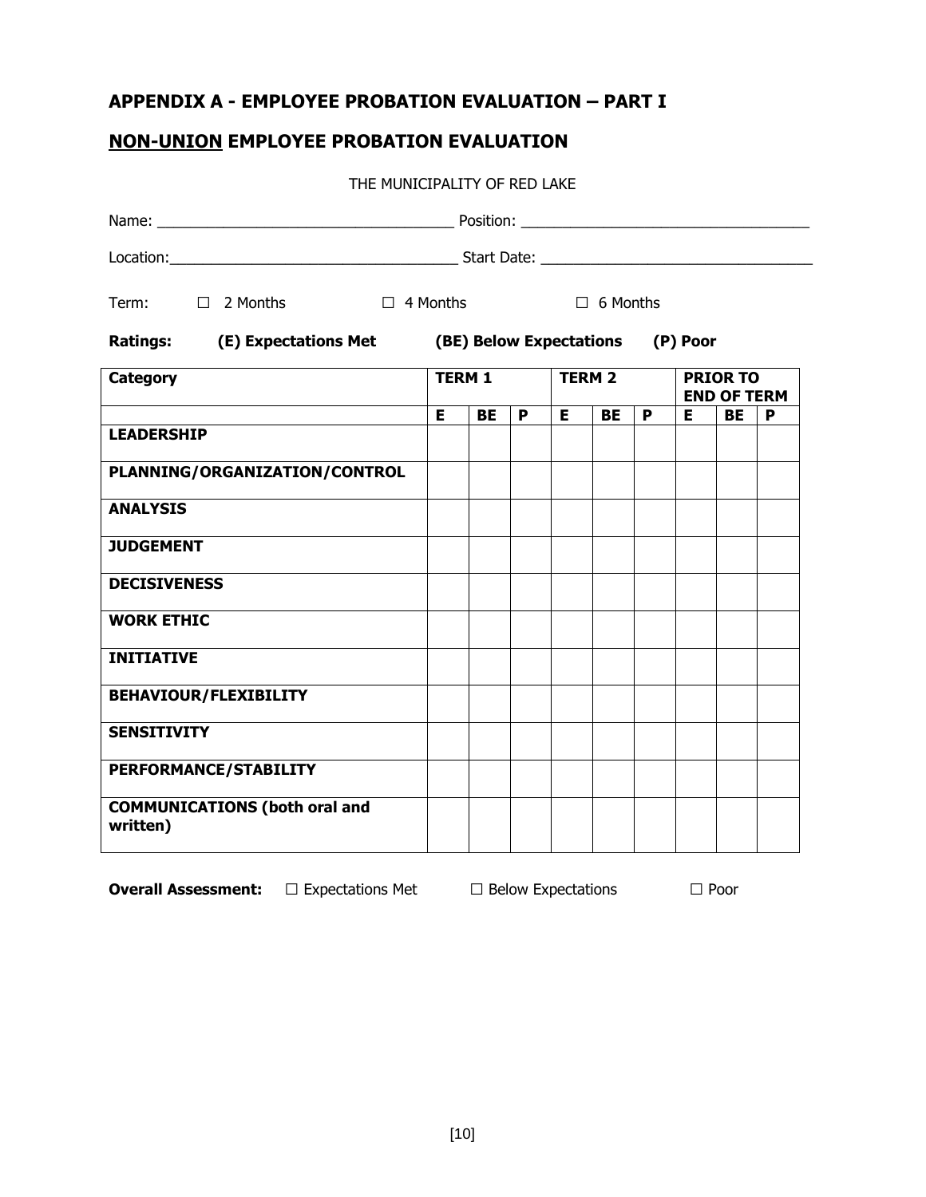## APPENDIX A - EMPLOYEE PROBATION EVALUATION – PART I

## NON-UNION EMPLOYEE PROBATION EVALUATION

THE MUNICIPALITY OF RED LAKE

Name: ____________________________________ Position: ____________________________________

Location: ____________________________________ Start Date: ____________________________________

Term: ☐ 2 Months ☐ 4 Months ☐ 6 Months

**Ratings: (E) Expectations Met (BE) Below Expectations (P) Poor**

| Category | TERM 1 | | | TERM 2 | | | PRIOR TO END OF TERM | | |
|---|---|---|---|---|---|---|---|---|---|
| | E | BE | P | E | BE | P | E | BE | P |
| LEADERSHIP | | | | | | | | | |
| PLANNING/ORGANIZATION/CONTROL | | | | | | | | | |
| ANALYSIS | | | | | | | | | |
| JUDGEMENT | | | | | | | | | |
| DECISIVENESS | | | | | | | | | |
| WORK ETHIC | | | | | | | | | |
| INITIATIVE | | | | | | | | | |
| BEHAVIOUR/FLEXIBILITY | | | | | | | | | |
| SENSITIVITY | | | | | | | | | |
| PERFORMANCE/STABILITY | | | | | | | | | |
| COMMUNICATIONS (both oral and written) | | | | | | | | | |

**Overall Assessment:** ☐ Expectations Met ☐ Below Expectations ☐ Poor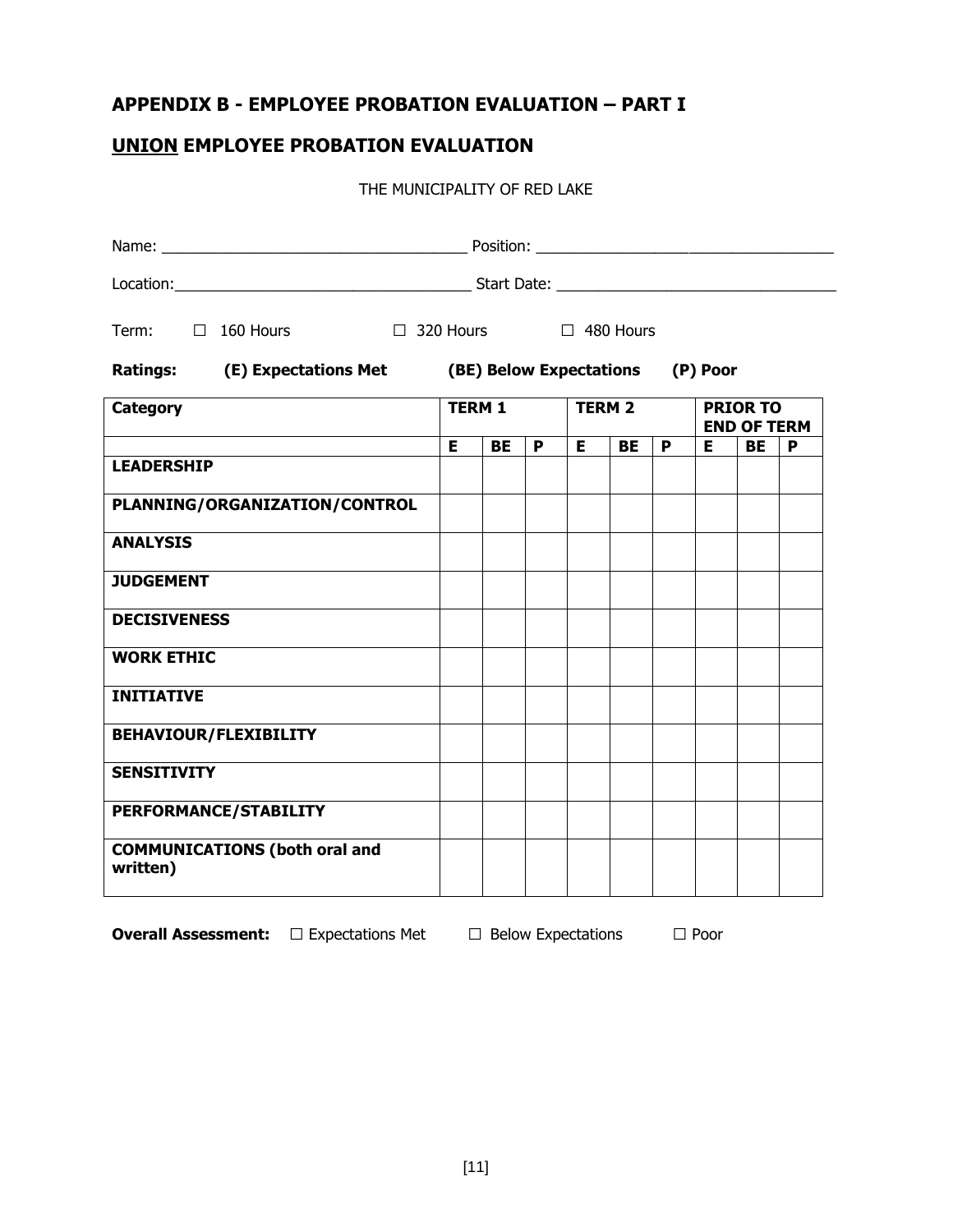## APPENDIX B - EMPLOYEE PROBATION EVALUATION – PART I

## UNION EMPLOYEE PROBATION EVALUATION

THE MUNICIPALITY OF RED LAKE

Name: ___________________________________ Position: ___________________________________

Location:___________________________________ Start Date: _________________________________

Term: ☐ 160 Hours ☐ 320 Hours ☐ 480 Hours

**Ratings: (E) Expectations Met (BE) Below Expectations (P) Poor**

| **Category** | **TERM 1** | | | **TERM 2** | | | **PRIOR TO END OF TERM** | | |
|---|---|---|---|---|---|---|---|---|---|
| | **E** | **BE** | **P** | **E** | **BE** | **P** | **E** | **BE** | **P** |
| **LEADERSHIP** | | | | | | | | | |
| **PLANNING/ORGANIZATION/CONTROL** | | | | | | | | | |
| **ANALYSIS** | | | | | | | | | |
| **JUDGEMENT** | | | | | | | | | |
| **DECISIVENESS** | | | | | | | | | |
| **WORK ETHIC** | | | | | | | | | |
| **INITIATIVE** | | | | | | | | | |
| **BEHAVIOUR/FLEXIBILITY** | | | | | | | | | |
| **SENSITIVITY** | | | | | | | | | |
| **PERFORMANCE/STABILITY** | | | | | | | | | |
| **COMMUNICATIONS (both oral and written)** | | | | | | | | | |

**Overall Assessment:** ☐ Expectations Met ☐ Below Expectations ☐ Poor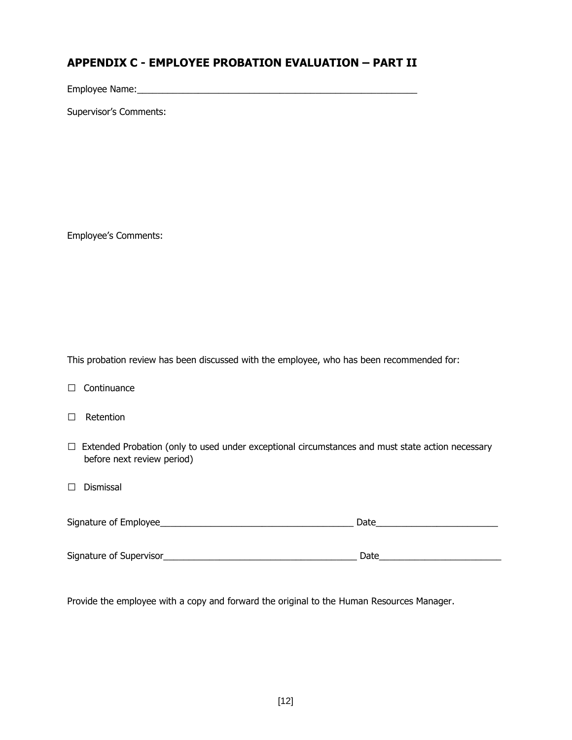## APPENDIX C - EMPLOYEE PROBATION EVALUATION – PART II

Employee Name:_________________________________________________________

Supervisor's Comments:

Employee's Comments:

This probation review has been discussed with the employee, who has been recommended for:

☐ Continuance

☐ Retention

☐ Extended Probation (only to used under exceptional circumstances and must state action necessary before next review period)

☐ Dismissal

Signature of Employee_______________________________________ Date________________________

Signature of Supervisor_______________________________________ Date________________________

Provide the employee with a copy and forward the original to the Human Resources Manager.